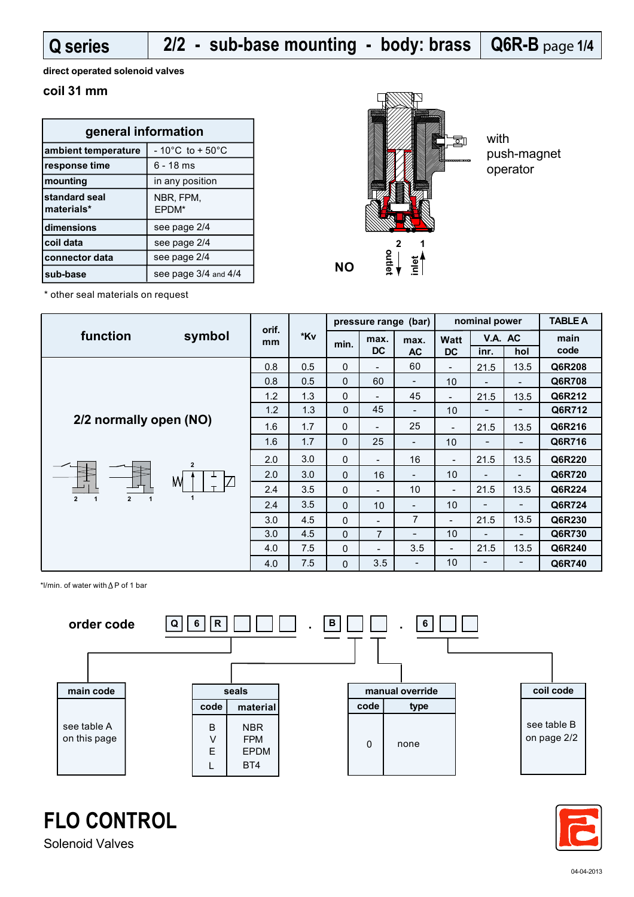# Q series | 2/2 - sub-base mounting - body: brass | Q6R-B

direct operated solenoid valves

**coil 31 mm**

| general information | |
|---|---|
| ambient temperature | - 10°C to + 50°C |
| response time | 6 - 18 ms |
| mounting | in any position |
| standard seal materials* | NBR, FPM, EPDM* |
| dimensions | see page 2/4 |
| coil data | see page 2/4 |
| connector data | see page 2/4 |
| sub-base | see page 3/4 and 4/4 |

\* other seal materials on request

with push-magnet operator

NO — 2 outlet, 1 inlet

| function | symbol | orif. mm | *Kv | pressure range (bar) | | | nominal power | | | TABLE A |
|---|---|---|---|---|---|---|---|---|---|---|
| | | | | min. | max. DC | max. AC | Watt DC | V.A. AC inr. | V.A. AC hol | main code |
| 2/2 normally open (NO) | | 0.8 | 0.5 | 0 | - | 60 | - | 21.5 | 13.5 | Q6R208 |
| | | 0.8 | 0.5 | 0 | 60 | - | 10 | - | - | Q6R708 |
| | | 1.2 | 1.3 | 0 | - | 45 | - | 21.5 | 13.5 | Q6R212 |
| | | 1.2 | 1.3 | 0 | 45 | - | 10 | - | - | Q6R712 |
| | | 1.6 | 1.7 | 0 | - | 25 | - | 21.5 | 13.5 | Q6R216 |
| | | 1.6 | 1.7 | 0 | 25 | - | 10 | - | - | Q6R716 |
| | | 2.0 | 3.0 | 0 | - | 16 | - | 21.5 | 13.5 | Q6R220 |
| | | 2.0 | 3.0 | 0 | 16 | - | 10 | - | - | Q6R720 |
| | | 2.4 | 3.5 | 0 | - | 10 | - | 21.5 | 13.5 | Q6R224 |
| | | 2.4 | 3.5 | 0 | 10 | - | 10 | - | - | Q6R724 |
| | | 3.0 | 4.5 | 0 | - | 7 | - | 21.5 | 13.5 | Q6R230 |
| | | 3.0 | 4.5 | 0 | 7 | - | 10 | - | - | Q6R730 |
| | | 4.0 | 7.5 | 0 | - | 3.5 | - | 21.5 | 13.5 | Q6R240 |
| | | 4.0 | 7.5 | 0 | 3.5 | - | 10 | - | - | Q6R740 |

*l/min. of water with Δ P of 1 bar

## order code

Q 6 R □ □ □ . B □ □ . 6 □ □

**main code**: see table A on this page

**seals**

| code | material |
|---|---|
| B | NBR |
| V | FPM |
| E | EPDM |
| L | BT4 |

**manual override**

| code | type |
|---|---|
| 0 | none |

**coil code**: see table B on page 2/2

**FLO CONTROL**
Solenoid Valves

04-04-2013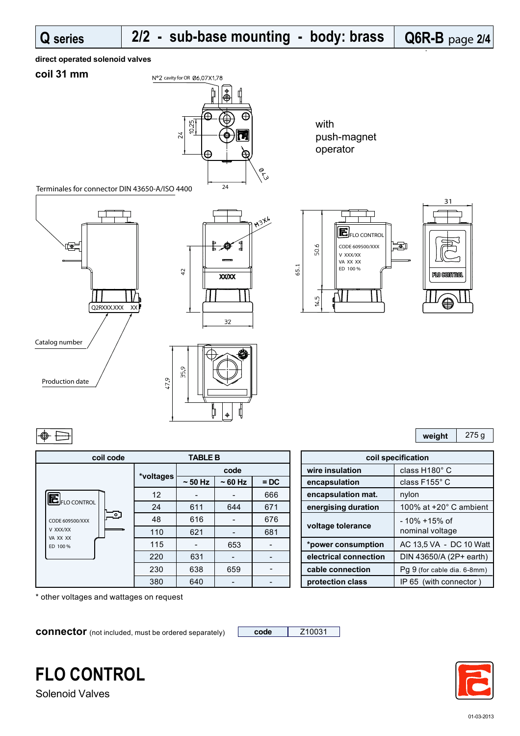# Q series | 2/2 - sub-base mounting - body: brass | Q6R-B

**direct operated solenoid valves**

## coil 31 mm

with push-magnet operator

N°2 cavity for OR Ø6,07X1,78

Terminales for connector DIN 43650-A/ISO 4400

Catalog number

Production date

| weight | 275 g |
|---|---|

| coil code | TABLE B | | | |
|---|---|---|---|---|
| | *voltages | code | | |
| | | ~ 50 Hz | ~ 60 Hz | = DC |
| | 12 | - | - | 666 |
| | 24 | 611 | 644 | 671 |
| | 48 | 616 | - | 676 |
| | 110 | 621 | - | 681 |
| | 115 | - | 653 | - |
| | 220 | 631 | - | - |
| | 230 | 638 | 659 | - |
| | 380 | 640 | - | - |

\* other voltages and wattages on request

| coil specification | |
|---|---|
| **wire insulation** | class H180° C |
| **encapsulation** | class F155° C |
| **encapsulation mat.** | nylon |
| **energising duration** | 100% at +20° C ambient |
| **voltage tolerance** | - 10% +15% of nominal voltage |
| ***power consumption** | AC 13,5 VA - DC 10 Watt |
| **electrical connection** | DIN 43650/A (2P+ earth) |
| **cable connection** | Pg 9 (for cable dia. 6-8mm) |
| **protection class** | IP 65 (with connector ) |

**connector** (not included, must be ordered separately)

| code | Z10031 |
|---|---|

# FLO CONTROL

Solenoid Valves

01-03-2013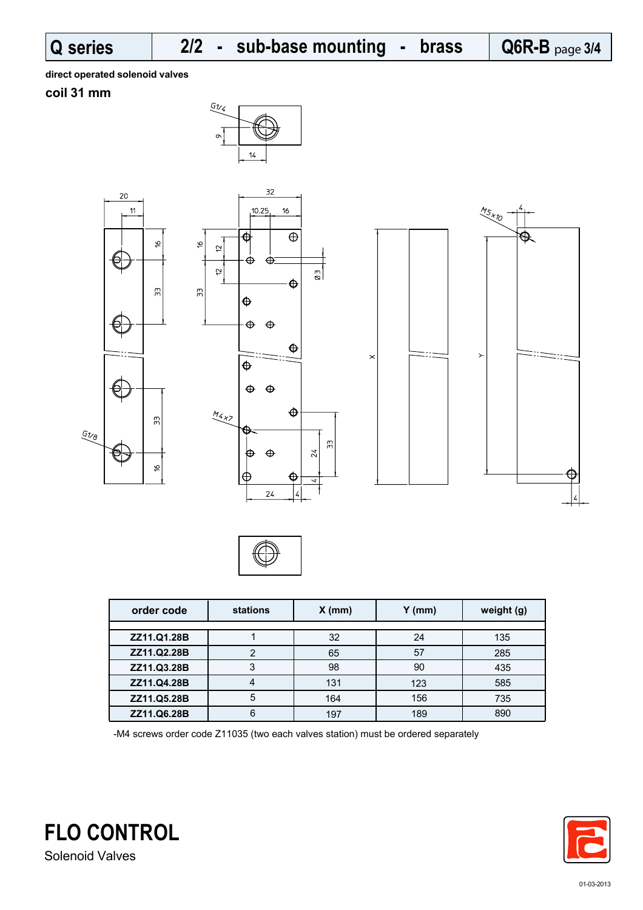# Q series | 2/2 - sub-base mounting - brass | Q6R-B page 3/4

**direct operated solenoid valves**

**coil 31 mm**

| order code | stations | X (mm) | Y (mm) | weight (g) |
|---|---|---|---|---|
| ZZ11.Q1.28B | 1 | 32 | 24 | 135 |
| ZZ11.Q2.28B | 2 | 65 | 57 | 285 |
| ZZ11.Q3.28B | 3 | 98 | 90 | 435 |
| ZZ11.Q4.28B | 4 | 131 | 123 | 585 |
| ZZ11.Q5.28B | 5 | 164 | 156 | 735 |
| ZZ11.Q6.28B | 6 | 197 | 189 | 890 |

-M4 screws order code Z11035 (two each valves station) must be ordered separately

**FLO CONTROL**

Solenoid Valves

01-03-2013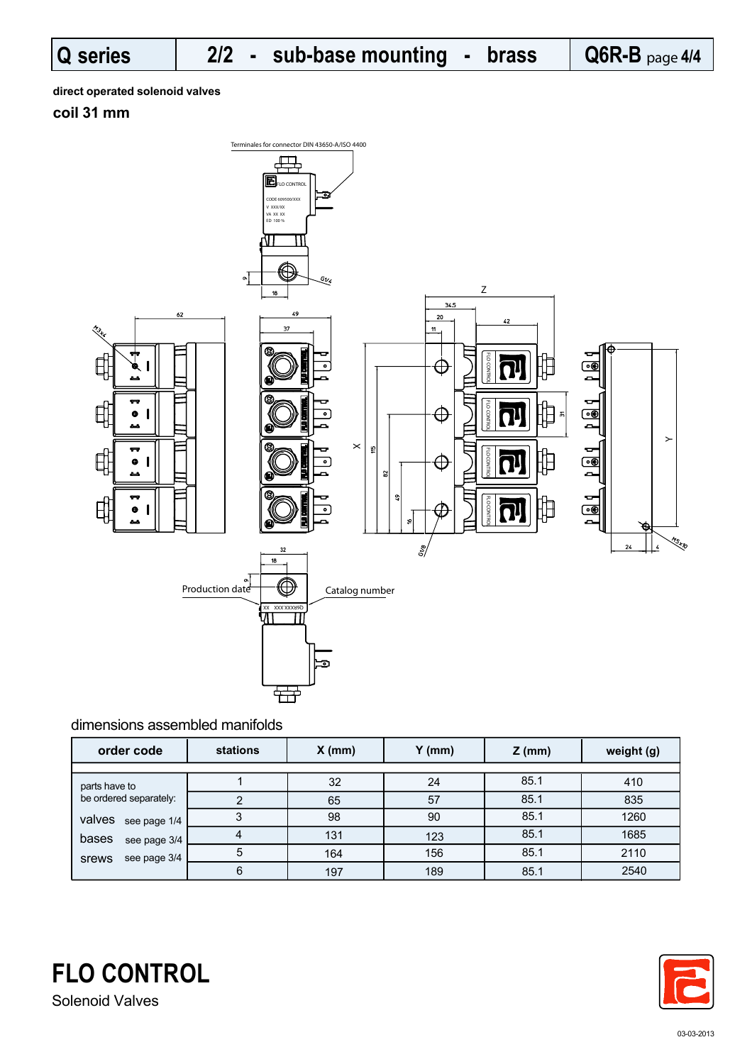# Q series | 2/2 - sub-base mounting - brass | Q6R-B page 4/4

**direct operated solenoid valves**

**coil 31 mm**

Terminales for connector DIN 43650-A/ISO 4400

Production date

Catalog number

X Y Z

## dimensions assembled manifolds

| order code | stations | X (mm) | Y (mm) | Z (mm) | weight (g) |
|---|---|---|---|---|---|
| parts have to be ordered separately: | 1 | 32 | 24 | 85.1 | 410 |
| | 2 | 65 | 57 | 85.1 | 835 |
| valves see page 1/4 | 3 | 98 | 90 | 85.1 | 1260 |
| bases see page 3/4 | 4 | 131 | 123 | 85.1 | 1685 |
| srews see page 3/4 | 5 | 164 | 156 | 85.1 | 2110 |
| | 6 | 197 | 189 | 85.1 | 2540 |

**FLO CONTROL**

Solenoid Valves

03-03-2013